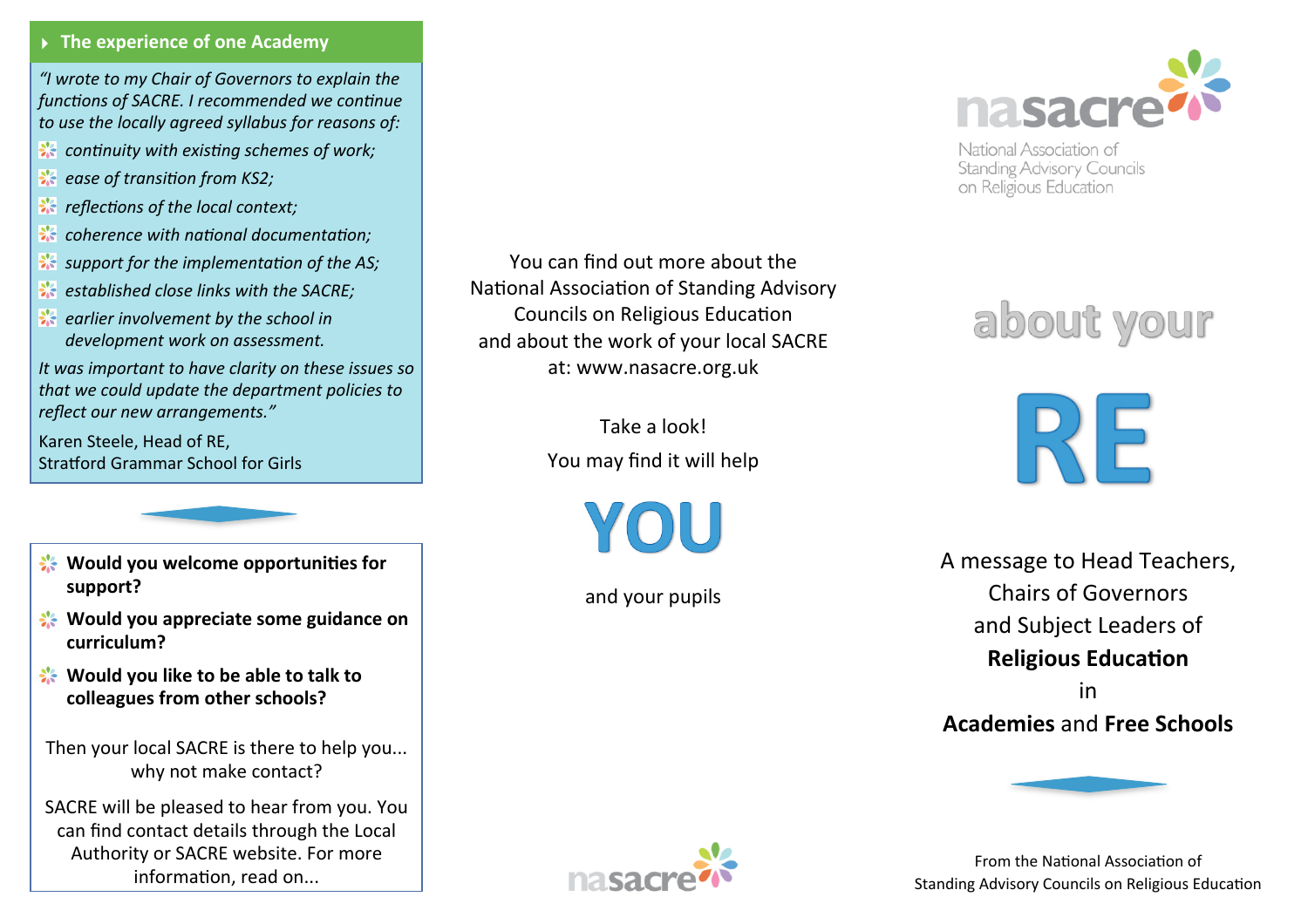### The experience of one Academy

*"I wrote to my Chair of Governors to explain the functions of SACRE. I recommended we continue to use the locally agreed syllabus for reasons of:*

- *continuity with existing schemes of work;*
- *ease of transition from KS2;*
- *reflections of the local context;*
- *coherence with national documentation;*
- *support for the implementation of the AS;*
- *established close links with the SACRE;*
- *earlier involvement by the school in development work on assessment.*

*It was important to have clarity on these issues so that we could update the department policies to reflect our new arrangements."*

Karen Steele, Head of RE,
Stratford Grammar School for Girls

- **Would you welcome opportunities for support?**
- **Would you appreciate some guidance on curriculum?**
- **Would you like to be able to talk to colleagues from other schools?**

Then your local SACRE is there to help you... why not make contact?

SACRE will be pleased to hear from you. You can find contact details through the Local Authority or SACRE website. For more information, read on...

You can find out more about the National Association of Standing Advisory Councils on Religious Education and about the work of your local SACRE at: www.nasacre.org.uk

Take a look!

You may find it will help

# YOU

and your pupils

nasacre

nasacre

National Association of Standing Advisory Councils on Religious Education

# about your

# RE

A message to Head Teachers, Chairs of Governors and Subject Leaders of **Religious Education** in **Academies** and **Free Schools**

From the National Association of Standing Advisory Councils on Religious Education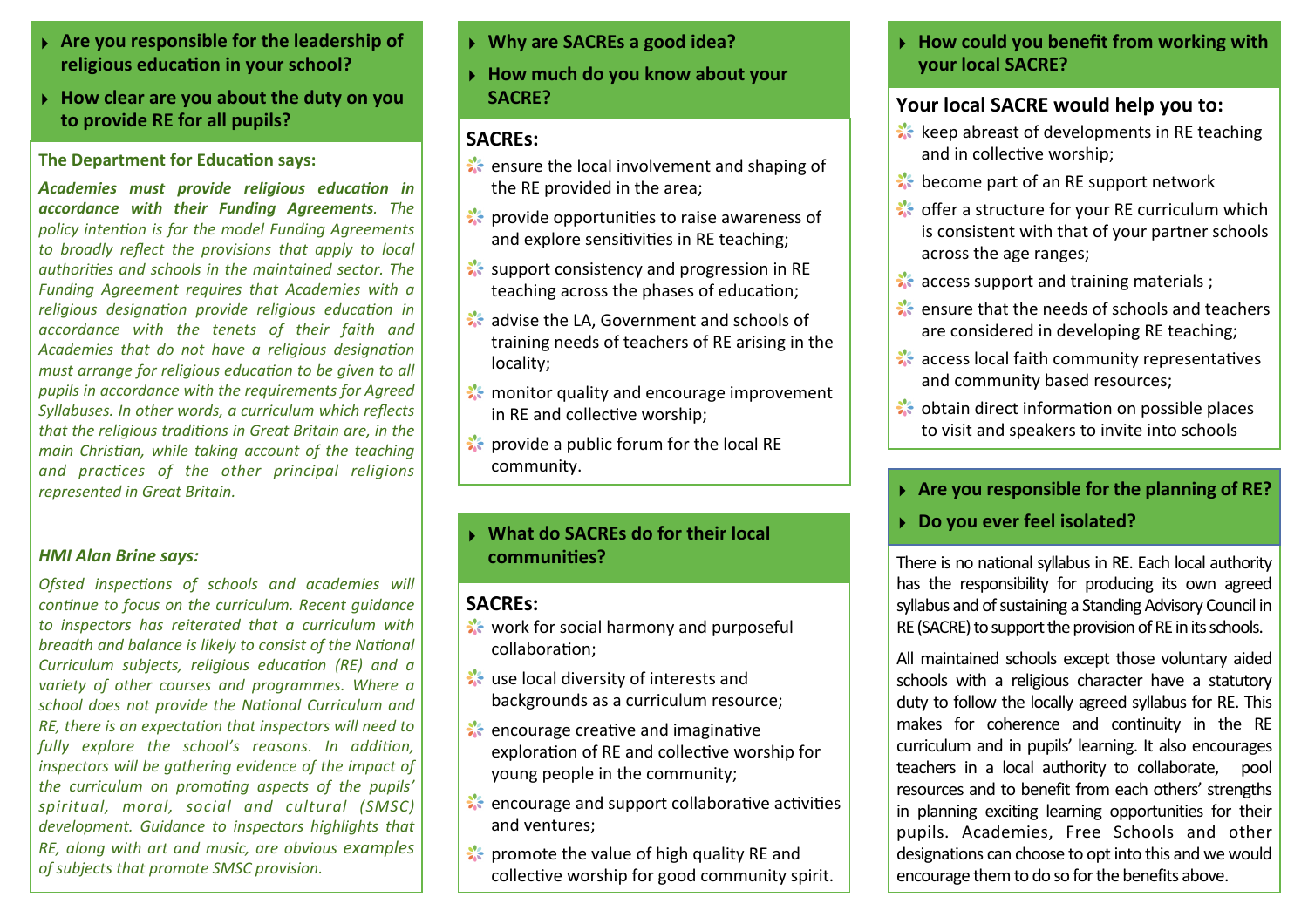- **Are you responsible for the leadership of religious education in your school?**
- **How clear are you about the duty on you to provide RE for all pupils?**

**The Department for Education says:**

***Academies must provide religious education in accordance with their Funding Agreements****. The policy intention is for the model Funding Agreements to broadly reflect the provisions that apply to local authorities and schools in the maintained sector. The Funding Agreement requires that Academies with a religious designation provide religious education in accordance with the tenets of their faith and Academies that do not have a religious designation must arrange for religious education to be given to all pupils in accordance with the requirements for Agreed Syllabuses. In other words, a curriculum which reflects that the religious traditions in Great Britain are, in the main Christian, while taking account of the teaching and practices of the other principal religions represented in Great Britain.*

***HMI Alan Brine says:***

*Ofsted inspections of schools and academies will continue to focus on the curriculum. Recent guidance to inspectors has reiterated that a curriculum with breadth and balance is likely to consist of the National Curriculum subjects, religious education (RE) and a variety of other courses and programmes. Where a school does not provide the National Curriculum and RE, there is an expectation that inspectors will need to fully explore the school's reasons. In addition, inspectors will be gathering evidence of the impact of the curriculum on promoting aspects of the pupils' spiritual, moral, social and cultural (SMSC) development. Guidance to inspectors highlights that RE, along with art and music, are obvious examples of subjects that promote SMSC provision.*

- **Why are SACREs a good idea?**
- **How much do you know about your SACRE?**

**SACREs:**

- ensure the local involvement and shaping of the RE provided in the area;
- provide opportunities to raise awareness of and explore sensitivities in RE teaching;
- support consistency and progression in RE teaching across the phases of education;
- advise the LA, Government and schools of training needs of teachers of RE arising in the locality;
- monitor quality and encourage improvement in RE and collective worship;
- provide a public forum for the local RE community.

- **What do SACREs do for their local communities?**

**SACREs:**

- work for social harmony and purposeful collaboration;
- use local diversity of interests and backgrounds as a curriculum resource;
- encourage creative and imaginative exploration of RE and collective worship for young people in the community;
- encourage and support collaborative activities and ventures;
- promote the value of high quality RE and collective worship for good community spirit.

- **How could you benefit from working with your local SACRE?**

**Your local SACRE would help you to:**

- keep abreast of developments in RE teaching and in collective worship;
- become part of an RE support network
- offer a structure for your RE curriculum which is consistent with that of your partner schools across the age ranges;
- access support and training materials ;
- ensure that the needs of schools and teachers are considered in developing RE teaching;
- access local faith community representatives and community based resources;
- obtain direct information on possible places to visit and speakers to invite into schools

- **Are you responsible for the planning of RE?**
- **Do you ever feel isolated?**

There is no national syllabus in RE. Each local authority has the responsibility for producing its own agreed syllabus and of sustaining a Standing Advisory Council in RE (SACRE) to support the provision of RE in its schools.

All maintained schools except those voluntary aided schools with a religious character have a statutory duty to follow the locally agreed syllabus for RE. This makes for coherence and continuity in the RE curriculum and in pupils' learning. It also encourages teachers in a local authority to collaborate, pool resources and to benefit from each others' strengths in planning exciting learning opportunities for their pupils. Academies, Free Schools and other designations can choose to opt into this and we would encourage them to do so for the benefits above.